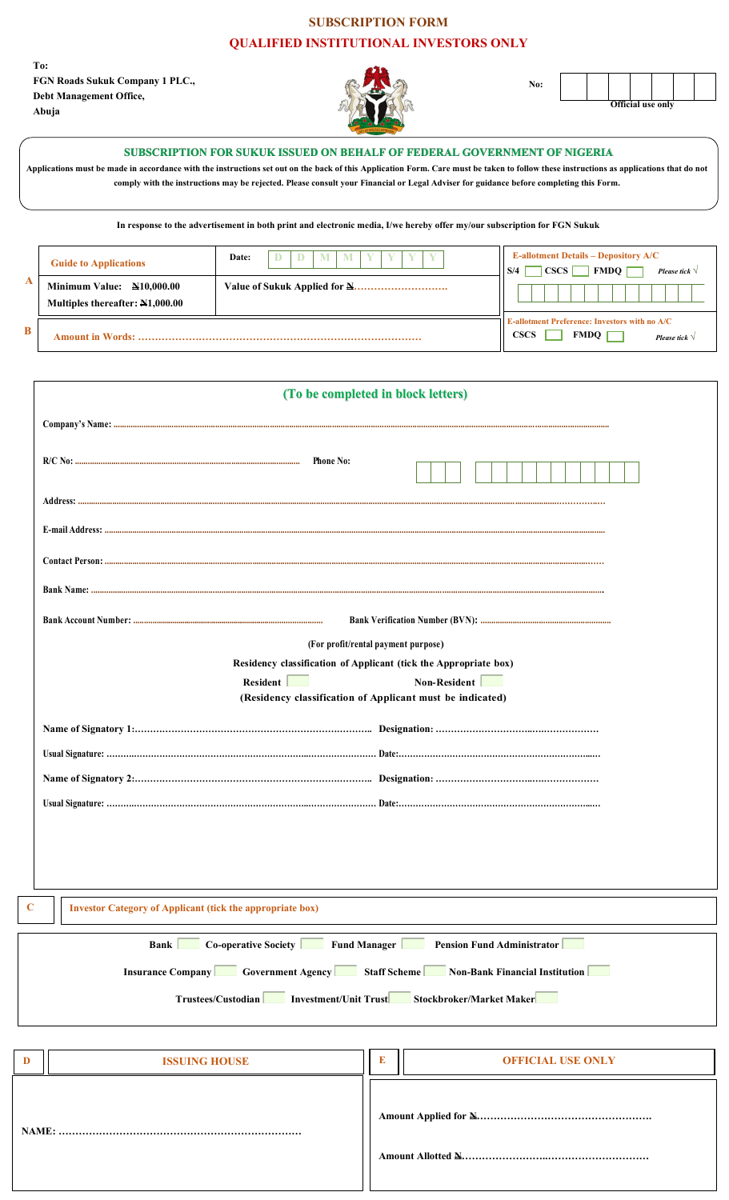# SUBSCRIPTION FORM

## QUALIFIED INSTITUTIONAL INVESTORS ONLY

**To:**
**FGN Roads Sukuk Company 1 PLC.,**
**Debt Management Office,**
**Abuja**

**No:** | | | | | | | |
**Official use only**

### SUBSCRIPTION FOR SUKUK ISSUED ON BEHALF OF FEDERAL GOVERNMENT OF NIGERIA

**Applications must be made in accordance with the instructions set out on the back of this Application Form. Care must be taken to follow these instructions as applications that do not comply with the instructions may be rejected. Please consult your Financial or Legal Adviser for guidance before completing this Form.**

**In response to the advertisement in both print and electronic media, I/we hereby offer my/our subscription for FGN Sukuk**

| | | | |
|---|---|---|---|
| **A** | **Guide to Applications** | **Date:** D D M M Y Y Y Y | **E-allotment Details – Depository A/C** S/4 ☐ CSCS ☐ FMDQ ☐ *Please tick √* |
| | **Minimum Value: ₦10,000.00** **Multiples thereafter: ₦1,000.00** | **Value of Sukuk Applied for ₦……………………….** | |
| **B** | **Amount in Words: ……………………………………………………………………** | | **E-allotment Preference: Investors with no A/C** CSCS ☐ FMDQ ☐ *Please tick √* |

### (To be completed in block letters)

**Company's Name:** ……………………………………………………………………

**R/C No:** …………………………………… **Phone No:** ☐☐☐ ☐☐☐☐☐☐☐☐☐☐☐

**Address:** ……………………………………………………………………

**E-mail Address:** ……………………………………………………………………

**Contact Person:** ……………………………………………………………………

**Bank Name:** ……………………………………………………………………

**Bank Account Number:** …………………………………… **Bank Verification Number (BVN):** ……………………………

**(For profit/rental payment purpose)**

**Residency classification of Applicant (tick the Appropriate box)**

**Resident** ☐ **Non-Resident** ☐

**(Residency classification of Applicant must be indicated)**

**Name of Signatory 1:**…………………………………………… **Designation:** ……………………………

**Usual Signature:** …………………………………………… **Date:**……………………………

**Name of Signatory 2:**…………………………………………… **Designation:** ……………………………

**Usual Signature:** …………………………………………… **Date:**……………………………

| | |
|---|---|
| **C** | **Investor Category of Applicant (tick the appropriate box)** |

**Bank** ☐ **Co-operative Society** ☐ **Fund Manager** ☐ **Pension Fund Administrator** ☐

**Insurance Company** ☐ **Government Agency** ☐ **Staff Scheme** ☐ **Non-Bank Financial Institution** ☐

**Trustees/Custodian** ☐ **Investment/Unit Trust** ☐ **Stockbroker/Market Maker** ☐

| **D** | **ISSUING HOUSE** | **E** | **OFFICIAL USE ONLY** |
|---|---|---|---|
| | **NAME:** ……………………………………………… | | **Amount Applied for ₦**…………………………………… **Amount Allotted ₦**…………………………………… |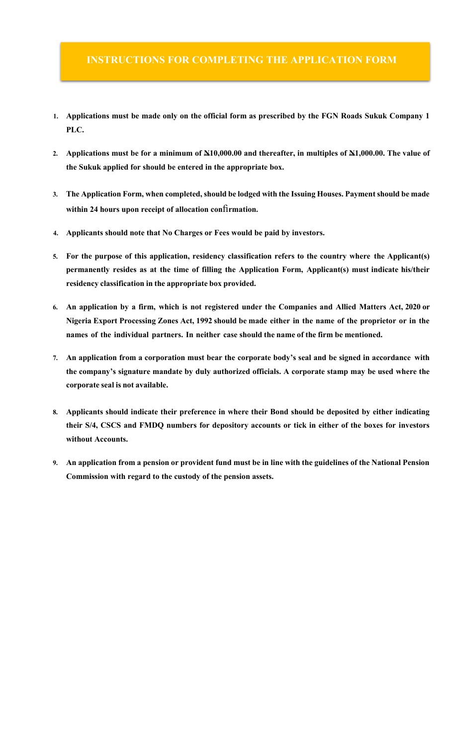## INSTRUCTIONS FOR COMPLETING THE APPLICATION FORM

1. **Applications must be made only on the official form as prescribed by the FGN Roads Sukuk Company 1 PLC.**
2. **Applications must be for a minimum of ₦10,000.00 and thereafter, in multiples of ₦1,000.00. The value of the Sukuk applied for should be entered in the appropriate box.**
3. **The Application Form, when completed, should be lodged with the Issuing Houses. Payment should be made within 24 hours upon receipt of allocation confirmation.**
4. **Applicants should note that No Charges or Fees would be paid by investors.**
5. **For the purpose of this application, residency classification refers to the country where the Applicant(s) permanently resides as at the time of filling the Application Form, Applicant(s) must indicate his/their residency classification in the appropriate box provided.**
6. **An application by a firm, which is not registered under the Companies and Allied Matters Act, 2020 or Nigeria Export Processing Zones Act, 1992 should be made either in the name of the proprietor or in the names of the individual partners. In neither case should the name of the firm be mentioned.**
7. **An application from a corporation must bear the corporate body's seal and be signed in accordance with the company's signature mandate by duly authorized officials. A corporate stamp may be used where the corporate seal is not available.**
8. **Applicants should indicate their preference in where their Bond should be deposited by either indicating their S/4, CSCS and FMDQ numbers for depository accounts or tick in either of the boxes for investors without Accounts.**
9. **An application from a pension or provident fund must be in line with the guidelines of the National Pension Commission with regard to the custody of the pension assets.**